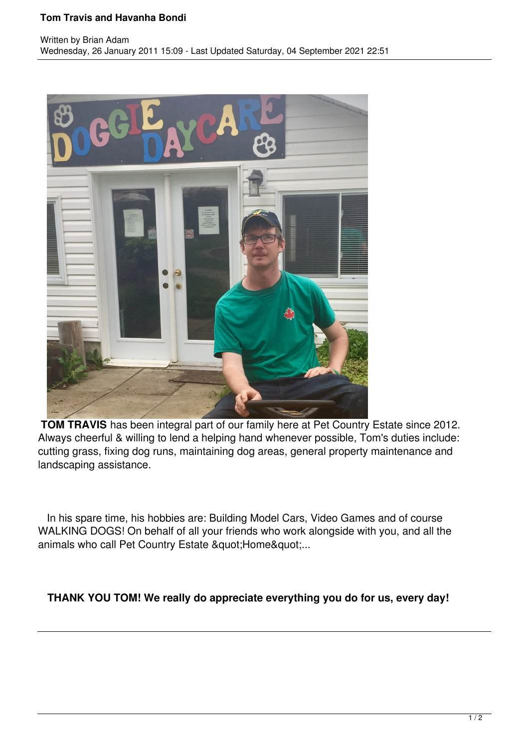# Tom Travis and Havanha Bondi

Written by Brian Adam
Wednesday, 26 January 2011 15:09 - Last Updated Saturday, 04 September 2021 22:51

**TOM TRAVIS** has been integral part of our family here at Pet Country Estate since 2012. Always cheerful & willing to lend a helping hand whenever possible, Tom's duties include: cutting grass, fixing dog runs, maintaining dog areas, general property maintenance and landscaping assistance.

In his spare time, his hobbies are: Building Model Cars, Video Games and of course WALKING DOGS! On behalf of all your friends who work alongside with you, and all the animals who call Pet Country Estate &quot;Home&quot;...

**THANK YOU TOM! We really do appreciate everything you do for us, every day!**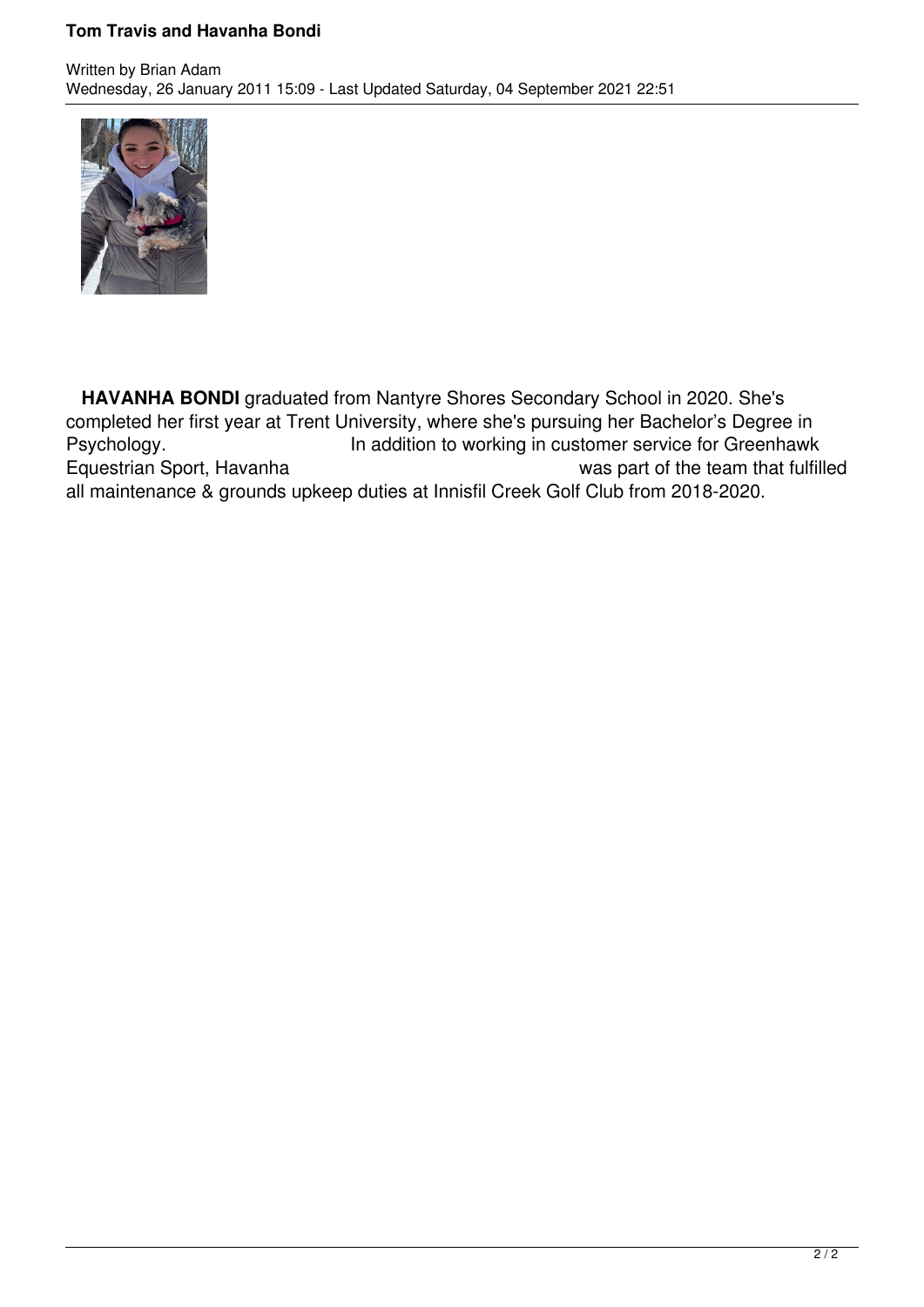**HAVANHA BONDI** graduated from Nantyre Shores Secondary School in 2020. She's completed her first year at Trent University, where she's pursuing her Bachelor's Degree in Psychology. In addition to working in customer service for Greenhawk Equestrian Sport, Havanha was part of the team that fulfilled all maintenance & grounds upkeep duties at Innisfil Creek Golf Club from 2018-2020.